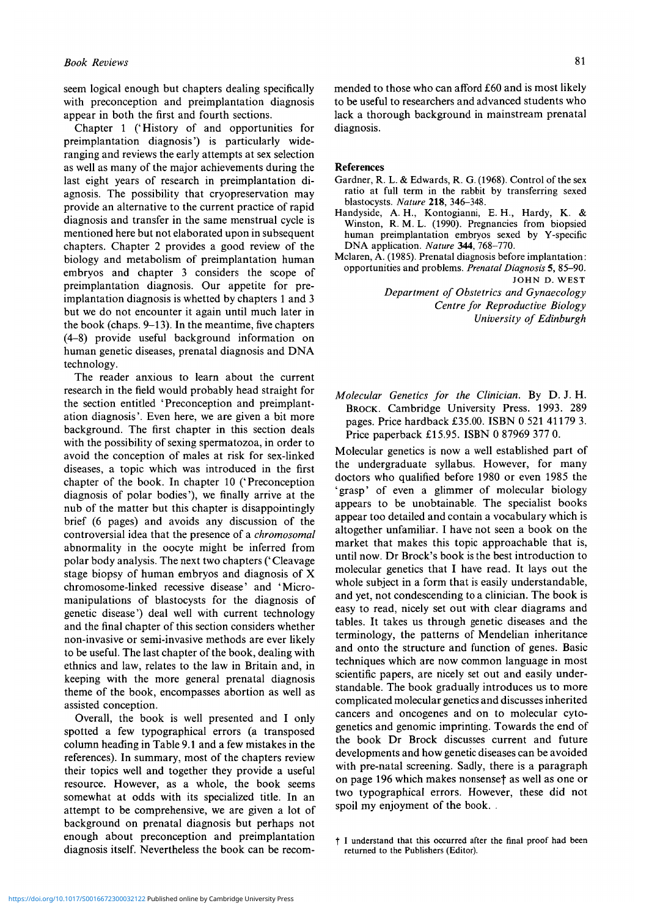seem logical enough but chapters dealing specifically with preconception and preimplantation diagnosis appear in both the first and fourth sections.

Chapter 1 ('History of and opportunities for preimplantation diagnosis') is particularly wide-ranging and reviews the early attempts at sex selection as well as many of the major achievements during the last eight years of research in preimplantation diagnosis. The possibility that cryopreservation may provide an alternative to the current practice of rapid diagnosis and transfer in the same menstrual cycle is mentioned here but not elaborated upon in subsequent chapters. Chapter 2 provides a good review of the biology and metabolism of preimplantation human embryos and chapter 3 considers the scope of preimplantation diagnosis. Our appetite for preimplantation diagnosis is whetted by chapters 1 and 3 but we do not encounter it again until much later in the book (chaps. 9–13). In the meantime, five chapters (4–8) provide useful background information on human genetic diseases, prenatal diagnosis and DNA technology.

The reader anxious to learn about the current research in the field would probably head straight for the section entitled 'Preconception and preimplantation diagnosis'. Even here, we are given a bit more background. The first chapter in this section deals with the possibility of sexing spermatozoa, in order to avoid the conception of males at risk for sex-linked diseases, a topic which was introduced in the first chapter of the book. In chapter 10 ('Preconception diagnosis of polar bodies'), we finally arrive at the nub of the matter but this chapter is disappointingly brief (6 pages) and avoids any discussion of the controversial idea that the presence of a *chromosomal* abnormality in the oocyte might be inferred from polar body analysis. The next two chapters ('Cleavage stage biopsy of human embryos and diagnosis of X chromosome-linked recessive disease' and 'Micromanipulations of blastocysts for the diagnosis of genetic disease') deal well with current technology and the final chapter of this section considers whether non-invasive or semi-invasive methods are ever likely to be useful. The last chapter of the book, dealing with ethnics and law, relates to the law in Britain and, in keeping with the more general prenatal diagnosis theme of the book, encompasses abortion as well as assisted conception.

Overall, the book is well presented and I only spotted a few typographical errors (a transposed column heading in Table 9.1 and a few mistakes in the references). In summary, most of the chapters review their topics well and together they provide a useful resource. However, as a whole, the book seems somewhat at odds with its specialized title. In an attempt to be comprehensive, we are given a lot of background on prenatal diagnosis but perhaps not enough about preconception and preimplantation diagnosis itself. Nevertheless the book can be recommended to those who can afford £60 and is most likely to be useful to researchers and advanced students who lack a thorough background in mainstream prenatal diagnosis.

## References

Gardner, R. L. & Edwards, R. G. (1968). Control of the sex ratio at full term in the rabbit by transferring sexed blastocysts. *Nature* **218**, 346–348.

Handyside, A. H., Kontogianni, E. H., Hardy, K. & Winston, R. M. L. (1990). Pregnancies from biopsied human preimplantation embryos sexed by Y-specific DNA application. *Nature* **344**, 768–770.

Mclaren, A. (1985). Prenatal diagnosis before implantation: opportunities and problems. *Prenatal Diagnosis* **5**, 85–90.

JOHN D. WEST
*Department of Obstetrics and Gynaecology*
*Centre for Reproductive Biology*
*University of Edinburgh*

*Molecular Genetics for the Clinician*. By D. J. H. Brock. Cambridge University Press. 1993. 289 pages. Price hardback £35.00. ISBN 0 521 41179 3. Price paperback £15.95. ISBN 0 87969 377 0.

Molecular genetics is now a well established part of the undergraduate syllabus. However, for many doctors who qualified before 1980 or even 1985 the 'grasp' of even a glimmer of molecular biology appears to be unobtainable. The specialist books appear too detailed and contain a vocabulary which is altogether unfamiliar. I have not seen a book on the market that makes this topic approachable that is, until now. Dr Brock's book is the best introduction to molecular genetics that I have read. It lays out the whole subject in a form that is easily understandable, and yet, not condescending to a clinician. The book is easy to read, nicely set out with clear diagrams and tables. It takes us through genetic diseases and the terminology, the patterns of Mendelian inheritance and onto the structure and function of genes. Basic techniques which are now common language in most scientific papers, are nicely set out and easily understandable. The book gradually introduces us to more complicated molecular genetics and discusses inherited cancers and oncogenes and on to molecular cytogenetics and genomic imprinting. Towards the end of the book Dr Brock discusses current and future developments and how genetic diseases can be avoided with pre-natal screening. Sadly, there is a paragraph on page 196 which makes nonsense† as well as one or two typographical errors. However, these did not spoil my enjoyment of the book.

† I understand that this occurred after the final proof had been returned to the Publishers (Editor).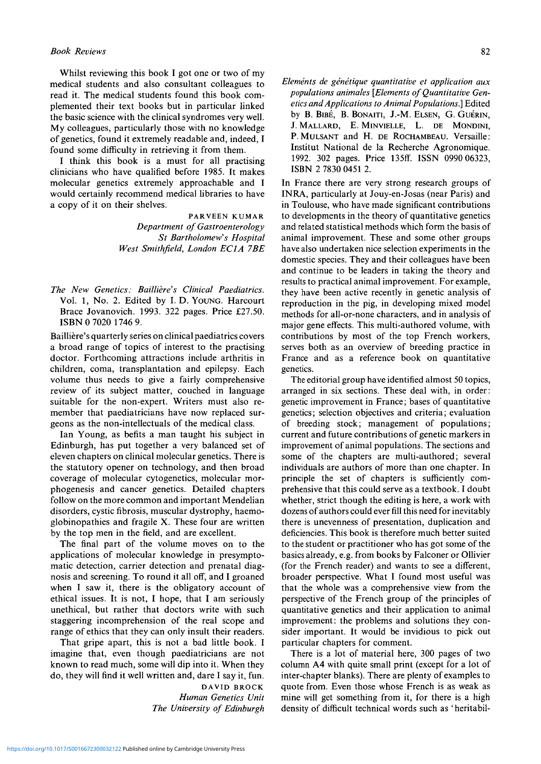Whilst reviewing this book I got one or two of my medical students and also consultant colleagues to read it. The medical students found this book complemented their text books but in particular linked the basic science with the clinical syndromes very well. My colleagues, particularly those with no knowledge of genetics, found it extremely readable and, indeed, I found some difficulty in retrieving it from them.

I think this book is a must for all practising clinicians who have qualified before 1985. It makes molecular genetics extremely approachable and I would certainly recommend medical libraries to have a copy of it on their shelves.

PARVEEN KUMAR
*Department of Gastroenterology*
*St Bartholomew's Hospital*
*West Smithfield, London EC1A 7BE*

*The New Genetics: Baillière's Clinical Paediatrics*. Vol. 1, No. 2. Edited by I. D. YOUNG. Harcourt Brace Jovanovich. 1993. 322 pages. Price £27.50. ISBN 0 7020 1746 9.

Baillière's quarterly series on clinical paediatrics covers a broad range of topics of interest to the practising doctor. Forthcoming attractions include arthritis in children, coma, transplantation and epilepsy. Each volume thus needs to give a fairly comprehensive review of its subject matter, couched in language suitable for the non-expert. Writers must also remember that paediatricians have now replaced surgeons as the non-intellectuals of the medical class.

Ian Young, as befits a man taught his subject in Edinburgh, has put together a very balanced set of eleven chapters on clinical molecular genetics. There is the statutory opener on technology, and then broad coverage of molecular cytogenetics, molecular morphogenesis and cancer genetics. Detailed chapters follow on the more common and important Mendelian disorders, cystic fibrosis, muscular dystrophy, haemoglobinopathies and fragile X. These four are written by the top men in the field, and are excellent.

The final part of the volume moves on to the applications of molecular knowledge in presymptomatic detection, carrier detection and prenatal diagnosis and screening. To round it all off, and I groaned when I saw it, there is the obligatory account of ethical issues. It is not, I hope, that I am seriously unethical, but rather that doctors write with such staggering incomprehension of the real scope and range of ethics that they can only insult their readers.

That gripe apart, this is not a bad little book. I imagine that, even though paediatricians are not known to read much, some will dip into it. When they do, they will find it well written and, dare I say it, fun.

DAVID BROCK
*Human Genetics Unit*
*The University of Edinburgh*

*Eleménts de génétique quantitative et application aux populations animales [Elements of Quantitative Genetics and Applications to Animal Populations.]* Edited by B. BIBÉ, B. BONAITI, J.-M. ELSEN, G. GUÉRIN, J. MALLARD, E. MINVIELLE, L. DE MONDINI, P. MULSANT and H. DE ROCHAMBEAU. Versaille: Institut National de la Recherche Agronomique. 1992. 302 pages. Price 135ff. ISSN 0990 06323, ISBN 2 7830 0451 2.

In France there are very strong research groups of INRA, particularly at Jouy-en-Josas (near Paris) and in Toulouse, who have made significant contributions to developments in the theory of quantitative genetics and related statistical methods which form the basis of animal improvement. These and some other groups have also undertaken nice selection experiments in the domestic species. They and their colleagues have been and continue to be leaders in taking the theory and results to practical animal improvement. For example, they have been active recently in genetic analysis of reproduction in the pig, in developing mixed model methods for all-or-none characters, and in analysis of major gene effects. This multi-authored volume, with contributions by most of the top French workers, serves both as an overview of breeding practice in France and as a reference book on quantitative genetics.

The editorial group have identified almost 50 topics, arranged in six sections. These deal with, in order: genetic improvement in France; bases of quantitative genetics; selection objectives and criteria; evaluation of breeding stock; management of populations; current and future contributions of genetic markers in improvement of animal populations. The sections and some of the chapters are multi-authored; several individuals are authors of more than one chapter. In principle the set of chapters is sufficiently comprehensive that this could serve as a textbook. I doubt whether, strict though the editing is here, a work with dozens of authors could ever fill this need for inevitably there is unevenness of presentation, duplication and deficiencies. This book is therefore much better suited to the student or practitioner who has got some of the basics already, e.g. from books by Falconer or Ollivier (for the French reader) and wants to see a different, broader perspective. What I found most useful was that the whole was a comprehensive view from the perspective of the French group of the principles of quantitative genetics and their application to animal improvement: the problems and solutions they consider important. It would be invidious to pick out particular chapters for comment.

There is a lot of material here, 300 pages of two column A4 with quite small print (except for a lot of inter-chapter blanks). There are plenty of examples to quote from. Even those whose French is as weak as mine will get something from it, for there is a high density of difficult technical words such as 'heritabil-